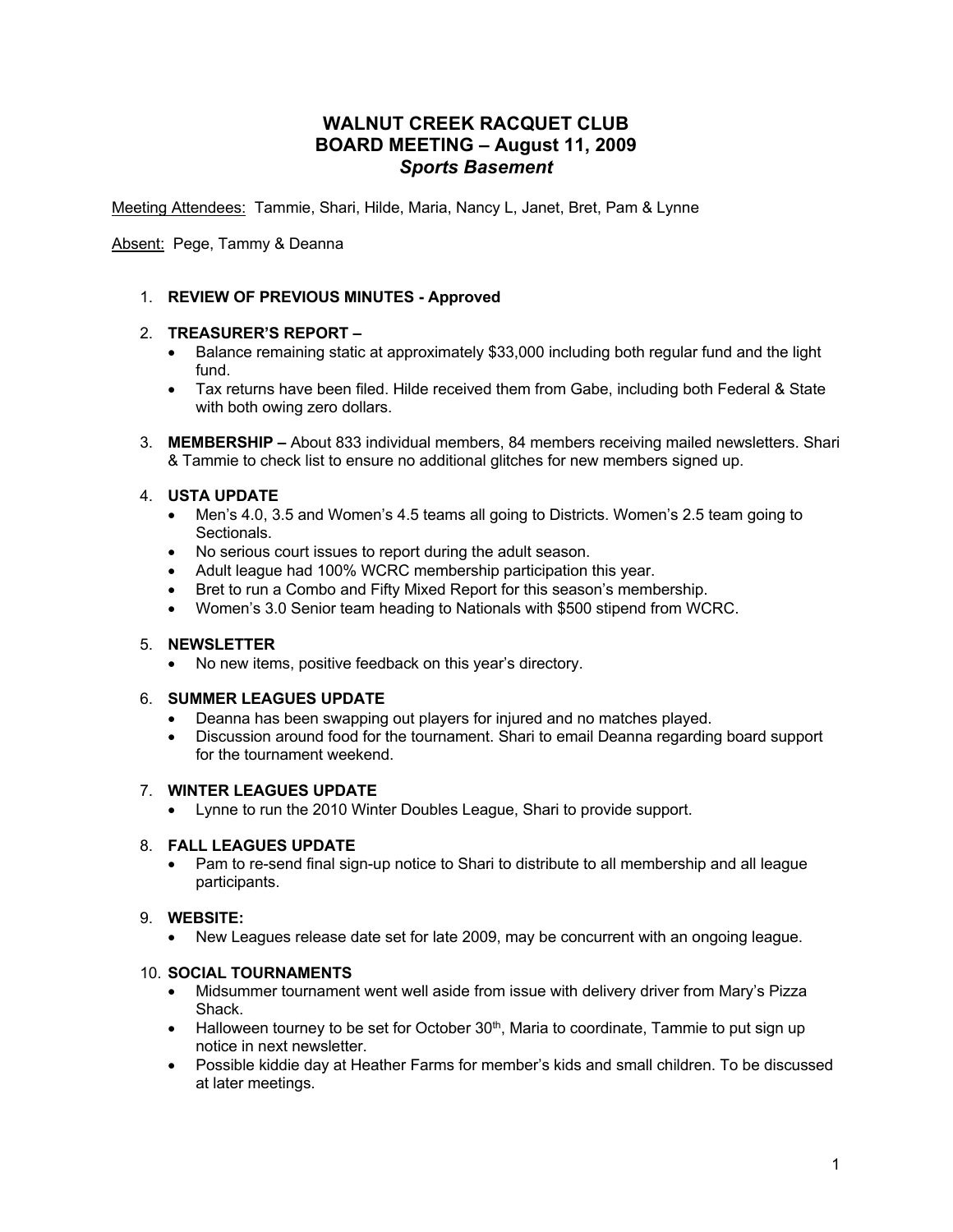# WALNUT CREEK RACQUET CLUB
## BOARD MEETING – August 11, 2009
### *Sports Basement*

Meeting Attendees: Tammie, Shari, Hilde, Maria, Nancy L, Janet, Bret, Pam & Lynne

Absent: Pege, Tammy & Deanna

1. **REVIEW OF PREVIOUS MINUTES - Approved**

2. **TREASURER'S REPORT –**
   - Balance remaining static at approximately $33,000 including both regular fund and the light fund.
   - Tax returns have been filed. Hilde received them from Gabe, including both Federal & State with both owing zero dollars.

3. **MEMBERSHIP –** About 833 individual members, 84 members receiving mailed newsletters. Shari & Tammie to check list to ensure no additional glitches for new members signed up.

4. **USTA UPDATE**
   - Men's 4.0, 3.5 and Women's 4.5 teams all going to Districts. Women's 2.5 team going to Sectionals.
   - No serious court issues to report during the adult season.
   - Adult league had 100% WCRC membership participation this year.
   - Bret to run a Combo and Fifty Mixed Report for this season's membership.
   - Women's 3.0 Senior team heading to Nationals with $500 stipend from WCRC.

5. **NEWSLETTER**
   - No new items, positive feedback on this year's directory.

6. **SUMMER LEAGUES UPDATE**
   - Deanna has been swapping out players for injured and no matches played.
   - Discussion around food for the tournament. Shari to email Deanna regarding board support for the tournament weekend.

7. **WINTER LEAGUES UPDATE**
   - Lynne to run the 2010 Winter Doubles League, Shari to provide support.

8. **FALL LEAGUES UPDATE**
   - Pam to re-send final sign-up notice to Shari to distribute to all membership and all league participants.

9. **WEBSITE:**
   - New Leagues release date set for late 2009, may be concurrent with an ongoing league.

10. **SOCIAL TOURNAMENTS**
    - Midsummer tournament went well aside from issue with delivery driver from Mary's Pizza Shack.
    - Halloween tourney to be set for October 30th, Maria to coordinate, Tammie to put sign up notice in next newsletter.
    - Possible kiddie day at Heather Farms for member's kids and small children. To be discussed at later meetings.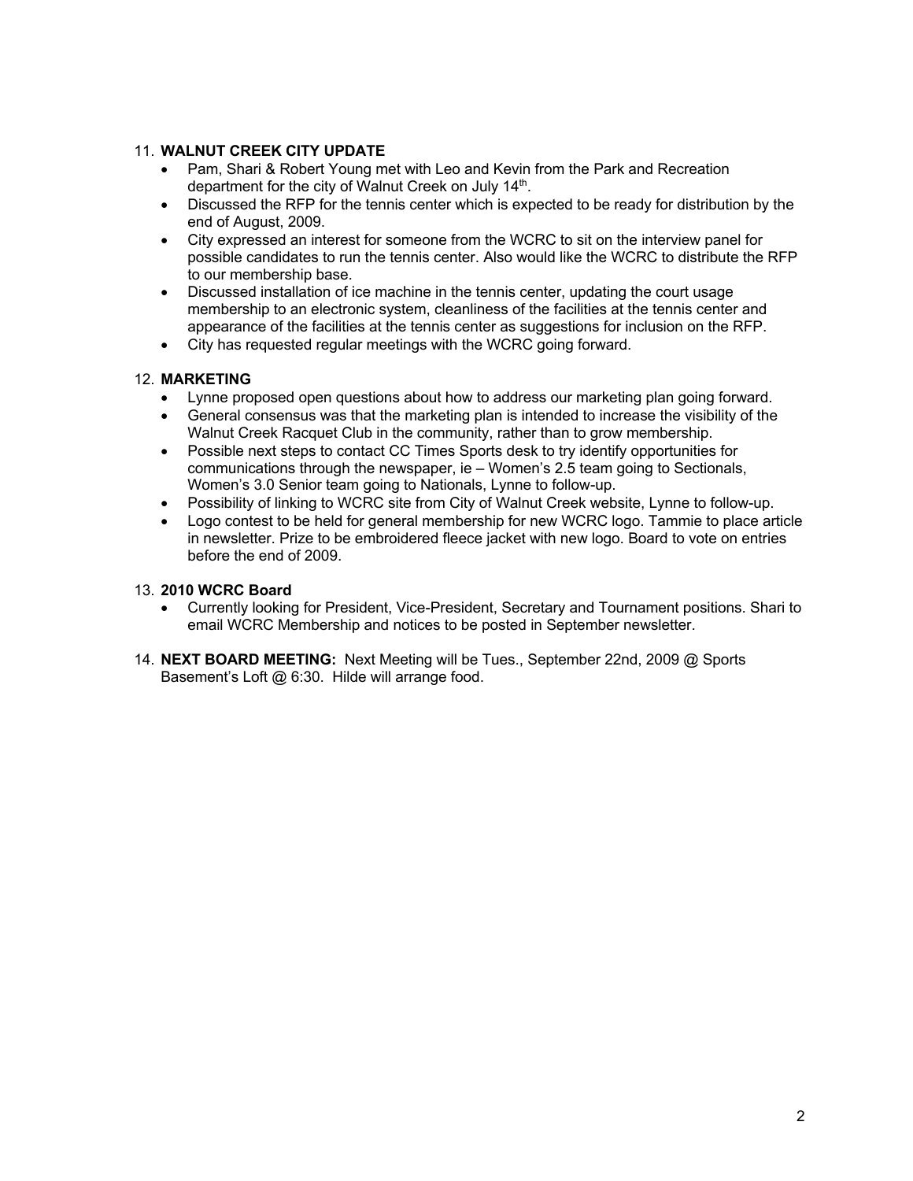11. **WALNUT CREEK CITY UPDATE**
    - Pam, Shari & Robert Young met with Leo and Kevin from the Park and Recreation department for the city of Walnut Creek on July 14th.
    - Discussed the RFP for the tennis center which is expected to be ready for distribution by the end of August, 2009.
    - City expressed an interest for someone from the WCRC to sit on the interview panel for possible candidates to run the tennis center. Also would like the WCRC to distribute the RFP to our membership base.
    - Discussed installation of ice machine in the tennis center, updating the court usage membership to an electronic system, cleanliness of the facilities at the tennis center and appearance of the facilities at the tennis center as suggestions for inclusion on the RFP.
    - City has requested regular meetings with the WCRC going forward.

12. **MARKETING**
    - Lynne proposed open questions about how to address our marketing plan going forward.
    - General consensus was that the marketing plan is intended to increase the visibility of the Walnut Creek Racquet Club in the community, rather than to grow membership.
    - Possible next steps to contact CC Times Sports desk to try identify opportunities for communications through the newspaper, ie – Women's 2.5 team going to Sectionals, Women's 3.0 Senior team going to Nationals, Lynne to follow-up.
    - Possibility of linking to WCRC site from City of Walnut Creek website, Lynne to follow-up.
    - Logo contest to be held for general membership for new WCRC logo. Tammie to place article in newsletter. Prize to be embroidered fleece jacket with new logo. Board to vote on entries before the end of 2009.

13. **2010 WCRC Board**
    - Currently looking for President, Vice-President, Secretary and Tournament positions. Shari to email WCRC Membership and notices to be posted in September newsletter.

14. **NEXT BOARD MEETING:** Next Meeting will be Tues., September 22nd, 2009 @ Sports Basement's Loft @ 6:30. Hilde will arrange food.